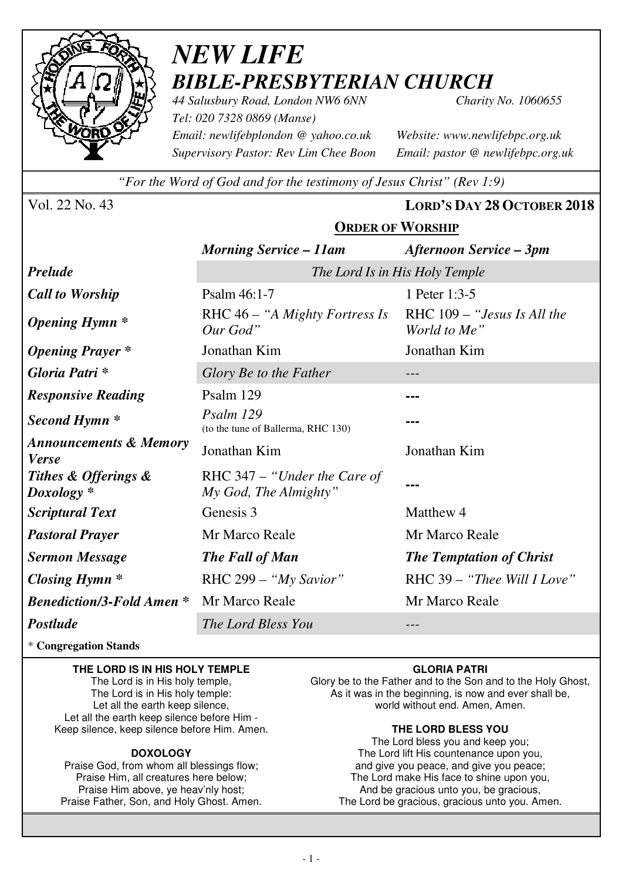# *NEW LIFE*
## *BIBLE-PRESBYTERIAN CHURCH*

*44 Salusbury Road, London NW6 6NN* *Charity No. 1060655*
*Tel: 020 7328 0869 (Manse)*
*Email: newlifebplondon @ yahoo.co.uk* *Website: www.newlifebpc.org.uk*
*Supervisory Pastor: Rev Lim Chee Boon* *Email: pastor @ newlifebpc.org.uk*

*"For the Word of God and for the testimony of Jesus Christ" (Rev 1:9)*

Vol. 22 No. 43 **LORD'S DAY 28 OCTOBER 2018**

**ORDER OF WORSHIP**

| | ***Morning Service – 11am*** | ***Afternoon Service – 3pm*** |
|---|---|---|
| ***Prelude*** | *The Lord Is in His Holy Temple* | |
| ***Call to Worship*** | Psalm 46:1-7 | 1 Peter 1:3-5 |
| ***Opening Hymn **** | RHC 46 – *"A Mighty Fortress Is Our God"* | RHC 109 – *"Jesus Is All the World to Me"* |
| ***Opening Prayer **** | Jonathan Kim | Jonathan Kim |
| ***Gloria Patri **** | *Glory Be to the Father* | --- |
| ***Responsive Reading*** | Psalm 129 | --- |
| ***Second Hymn **** | *Psalm 129* (to the tune of Ballerma, RHC 130) | --- |
| ***Announcements & Memory Verse*** | Jonathan Kim | Jonathan Kim |
| ***Tithes & Offerings & Doxology **** | RHC 347 – *"Under the Care of My God, The Almighty"* | --- |
| ***Scriptural Text*** | Genesis 3 | Matthew 4 |
| ***Pastoral Prayer*** | Mr Marco Reale | Mr Marco Reale |
| ***Sermon Message*** | ***The Fall of Man*** | ***The Temptation of Christ*** |
| ***Closing Hymn **** | RHC 299 – *"My Savior"* | RHC 39 – *"Thee Will I Love"* |
| ***Benediction/3-Fold Amen **** | Mr Marco Reale | Mr Marco Reale |
| ***Postlude*** | *The Lord Bless You* | --- |

\* **Congregation Stands**

**THE LORD IS IN HIS HOLY TEMPLE**
The Lord is in His holy temple,
The Lord is in His holy temple:
Let all the earth keep silence,
Let all the earth keep silence before Him -
Keep silence, keep silence before Him. Amen.

**DOXOLOGY**
Praise God, from whom all blessings flow;
Praise Him, all creatures here below;
Praise Him above, ye heav'nly host;
Praise Father, Son, and Holy Ghost. Amen.

**GLORIA PATRI**
Glory be to the Father and to the Son and to the Holy Ghost,
As it was in the beginning, is now and ever shall be,
world without end. Amen, Amen.

**THE LORD BLESS YOU**
The Lord bless you and keep you;
The Lord lift His countenance upon you,
and give you peace, and give you peace;
The Lord make His face to shine upon you,
And be gracious unto you, be gracious,
The Lord be gracious, gracious unto you. Amen.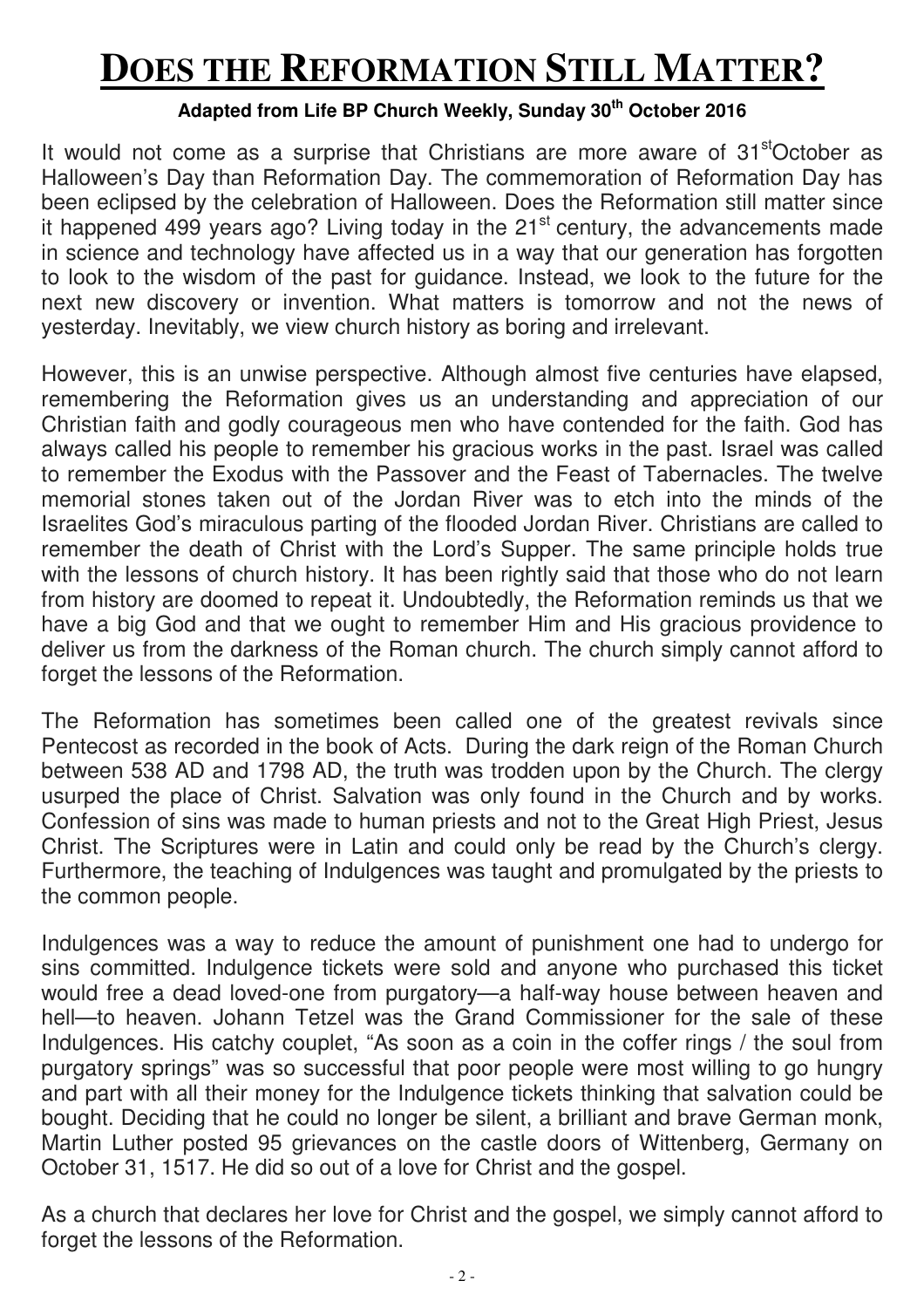# DOES THE REFORMATION STILL MATTER?

**Adapted from Life BP Church Weekly, Sunday 30th October 2016**

It would not come as a surprise that Christians are more aware of 31st October as Halloween's Day than Reformation Day. The commemoration of Reformation Day has been eclipsed by the celebration of Halloween. Does the Reformation still matter since it happened 499 years ago? Living today in the 21st century, the advancements made in science and technology have affected us in a way that our generation has forgotten to look to the wisdom of the past for guidance. Instead, we look to the future for the next new discovery or invention. What matters is tomorrow and not the news of yesterday. Inevitably, we view church history as boring and irrelevant.

However, this is an unwise perspective. Although almost five centuries have elapsed, remembering the Reformation gives us an understanding and appreciation of our Christian faith and godly courageous men who have contended for the faith. God has always called his people to remember his gracious works in the past. Israel was called to remember the Exodus with the Passover and the Feast of Tabernacles. The twelve memorial stones taken out of the Jordan River was to etch into the minds of the Israelites God's miraculous parting of the flooded Jordan River. Christians are called to remember the death of Christ with the Lord's Supper. The same principle holds true with the lessons of church history. It has been rightly said that those who do not learn from history are doomed to repeat it. Undoubtedly, the Reformation reminds us that we have a big God and that we ought to remember Him and His gracious providence to deliver us from the darkness of the Roman church. The church simply cannot afford to forget the lessons of the Reformation.

The Reformation has sometimes been called one of the greatest revivals since Pentecost as recorded in the book of Acts. During the dark reign of the Roman Church between 538 AD and 1798 AD, the truth was trodden upon by the Church. The clergy usurped the place of Christ. Salvation was only found in the Church and by works. Confession of sins was made to human priests and not to the Great High Priest, Jesus Christ. The Scriptures were in Latin and could only be read by the Church's clergy. Furthermore, the teaching of Indulgences was taught and promulgated by the priests to the common people.

Indulgences was a way to reduce the amount of punishment one had to undergo for sins committed. Indulgence tickets were sold and anyone who purchased this ticket would free a dead loved-one from purgatory—a half-way house between heaven and hell—to heaven. Johann Tetzel was the Grand Commissioner for the sale of these Indulgences. His catchy couplet, "As soon as a coin in the coffer rings / the soul from purgatory springs" was so successful that poor people were most willing to go hungry and part with all their money for the Indulgence tickets thinking that salvation could be bought. Deciding that he could no longer be silent, a brilliant and brave German monk, Martin Luther posted 95 grievances on the castle doors of Wittenberg, Germany on October 31, 1517. He did so out of a love for Christ and the gospel.

As a church that declares her love for Christ and the gospel, we simply cannot afford to forget the lessons of the Reformation.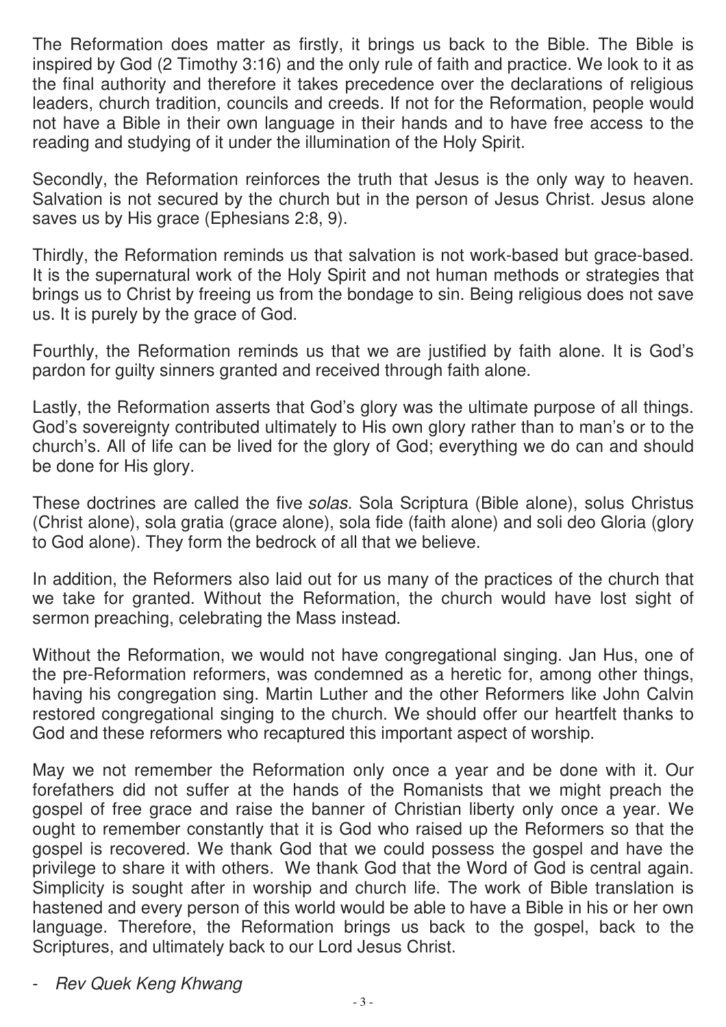The Reformation does matter as firstly, it brings us back to the Bible. The Bible is inspired by God (2 Timothy 3:16) and the only rule of faith and practice. We look to it as the final authority and therefore it takes precedence over the declarations of religious leaders, church tradition, councils and creeds. If not for the Reformation, people would not have a Bible in their own language in their hands and to have free access to the reading and studying of it under the illumination of the Holy Spirit.

Secondly, the Reformation reinforces the truth that Jesus is the only way to heaven. Salvation is not secured by the church but in the person of Jesus Christ. Jesus alone saves us by His grace (Ephesians 2:8, 9).

Thirdly, the Reformation reminds us that salvation is not work-based but grace-based. It is the supernatural work of the Holy Spirit and not human methods or strategies that brings us to Christ by freeing us from the bondage to sin. Being religious does not save us. It is purely by the grace of God.

Fourthly, the Reformation reminds us that we are justified by faith alone. It is God's pardon for guilty sinners granted and received through faith alone.

Lastly, the Reformation asserts that God's glory was the ultimate purpose of all things. God's sovereignty contributed ultimately to His own glory rather than to man's or to the church's. All of life can be lived for the glory of God; everything we do can and should be done for His glory.

These doctrines are called the five *solas*. Sola Scriptura (Bible alone), solus Christus (Christ alone), sola gratia (grace alone), sola fide (faith alone) and soli deo Gloria (glory to God alone). They form the bedrock of all that we believe.

In addition, the Reformers also laid out for us many of the practices of the church that we take for granted. Without the Reformation, the church would have lost sight of sermon preaching, celebrating the Mass instead.

Without the Reformation, we would not have congregational singing. Jan Hus, one of the pre-Reformation reformers, was condemned as a heretic for, among other things, having his congregation sing. Martin Luther and the other Reformers like John Calvin restored congregational singing to the church. We should offer our heartfelt thanks to God and these reformers who recaptured this important aspect of worship.

May we not remember the Reformation only once a year and be done with it. Our forefathers did not suffer at the hands of the Romanists that we might preach the gospel of free grace and raise the banner of Christian liberty only once a year. We ought to remember constantly that it is God who raised up the Reformers so that the gospel is recovered. We thank God that we could possess the gospel and have the privilege to share it with others. We thank God that the Word of God is central again. Simplicity is sought after in worship and church life. The work of Bible translation is hastened and every person of this world would be able to have a Bible in his or her own language. Therefore, the Reformation brings us back to the gospel, back to the Scriptures, and ultimately back to our Lord Jesus Christ.

- *Rev Quek Keng Khwang*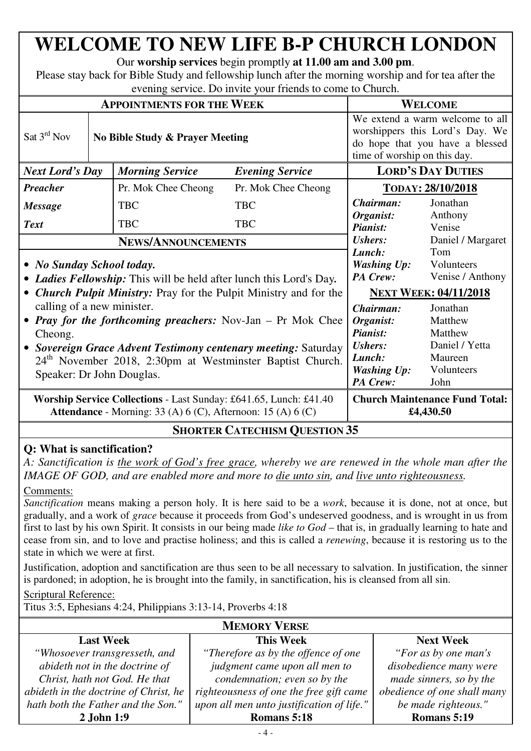# WELCOME TO NEW LIFE B-P CHURCH LONDON

Our **worship services** begin promptly **at 11.00 am and 3.00 pm**.

Please stay back for Bible Study and fellowship lunch after the morning worship and for tea after the evening service. Do invite your friends to come to Church.

## APPOINTMENTS FOR THE WEEK

| | |
|---|---|
| Sat 3rd Nov | **No Bible Study & Prayer Meeting** |

| ***Next Lord's Day*** | ***Morning Service*** | ***Evening Service*** |
|---|---|---|
| ***Preacher*** | Pr. Mok Chee Cheong | Pr. Mok Chee Cheong |
| ***Message*** | TBC | TBC |
| ***Text*** | TBC | TBC |

## NEWS/ANNOUNCEMENTS

- ***No Sunday School today.***
- ***Ladies Fellowship:*** This will be held after lunch this Lord's Day**.**
- ***Church Pulpit Ministry:*** Pray for the Pulpit Ministry and for the calling of a new minister.
- ***Pray for the forthcoming preachers:*** Nov-Jan – Pr Mok Chee Cheong.
- ***Sovereign Grace Advent Testimony centenary meeting:*** Saturday 24th November 2018, 2:30pm at Westminster Baptist Church. Speaker: Dr John Douglas.

## WELCOME

We extend a warm welcome to all worshippers this Lord's Day. We do hope that you have a blessed time of worship on this day.

## LORD'S DAY DUTIES

**TODAY: 28/10/2018**

| | |
|---|---|
| ***Chairman:*** | Jonathan |
| ***Organist:*** | Anthony |
| ***Pianist:*** | Venise |
| ***Ushers:*** | Daniel / Margaret |
| ***Lunch:*** | Tom |
| ***Washing Up:*** | Volunteers |
| ***PA Crew:*** | Venise / Anthony |

**NEXT WEEK: 04/11/2018**

| | |
|---|---|
| ***Chairman:*** | Jonathan |
| ***Organist:*** | Matthew |
| ***Pianist:*** | Matthew |
| ***Ushers:*** | Daniel / Yetta |
| ***Lunch:*** | Maureen |
| ***Washing Up:*** | Volunteers |
| ***PA Crew:*** | John |

**Worship Service Collections** - Last Sunday: £641.65, Lunch: £41.40
**Attendance** - Morning: 33 (A) 6 (C), Afternoon: 15 (A) 6 (C)

**Church Maintenance Fund Total: £4,430.50**

## SHORTER CATECHISM QUESTION 35

**Q: What is sanctification?**

*A: Sanctification is the work of God's free grace, whereby we are renewed in the whole man after the IMAGE OF GOD, and are enabled more and more to die unto sin, and live unto righteousness.*

Comments:

*Sanctification* means making a person holy. It is here said to be a *work*, because it is done, not at once, but gradually, and a work of *grace* because it proceeds from God's undeserved goodness, and is wrought in us from first to last by his own Spirit. It consists in our being made *like to God* – that is, in gradually learning to hate and cease from sin, and to love and practise holiness; and this is called a *renewing*, because it is restoring us to the state in which we were at first.

Justification, adoption and sanctification are thus seen to be all necessary to salvation. In justification, the sinner is pardoned; in adoption, he is brought into the family, in sanctification, his is cleansed from all sin.

Scriptural Reference:

Titus 3:5, Ephesians 4:24, Philippians 3:13-14, Proverbs 4:18

## MEMORY VERSE

| **Last Week** | **This Week** | **Next Week** |
|---|---|---|
| *"Whosoever transgresseth, and abideth not in the doctrine of Christ, hath not God. He that abideth in the doctrine of Christ, he hath both the Father and the Son."* **2 John 1:9** | *"Therefore as by the offence of one judgment came upon all men to condemnation; even so by the righteousness of one the free gift came upon all men unto justification of life."* **Romans 5:18** | *"For as by one man's disobedience many were made sinners, so by the obedience of one shall many be made righteous."* **Romans 5:19** |